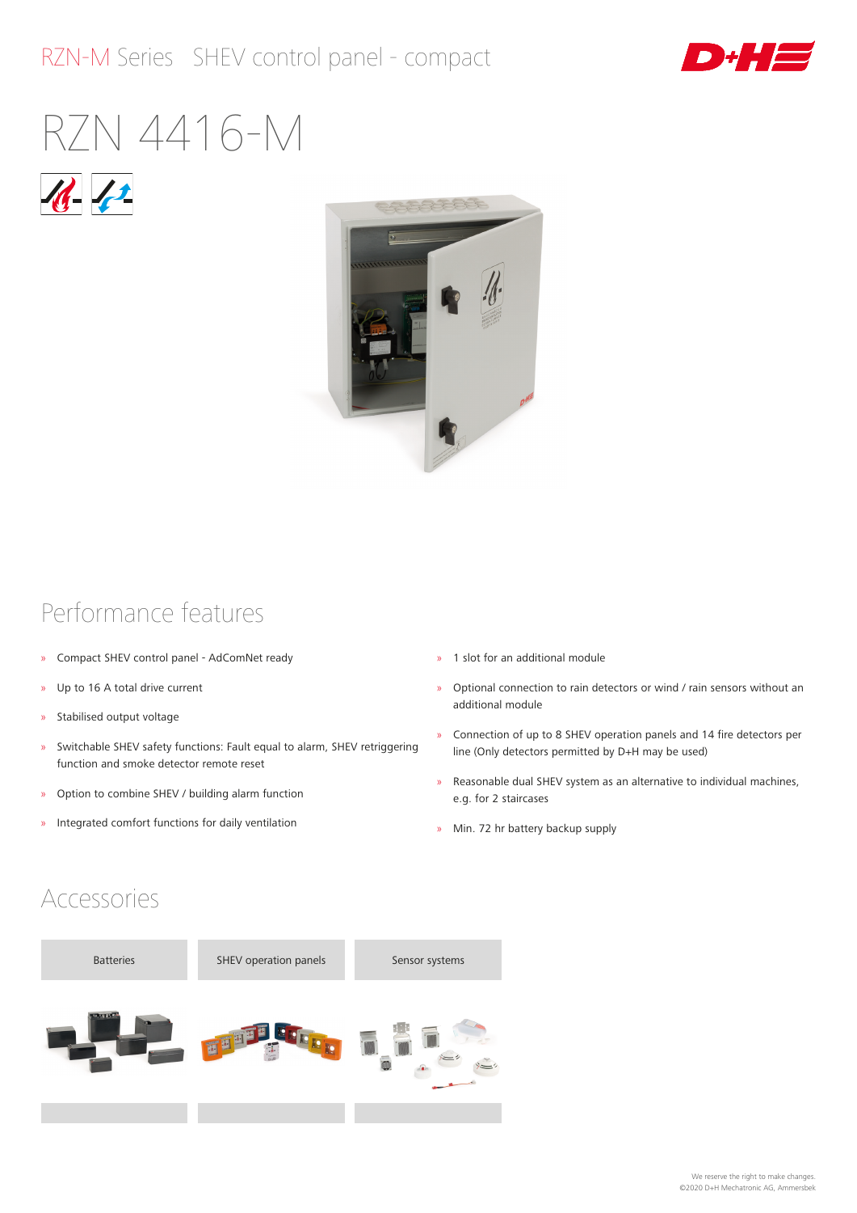RZN-M Series SHEV control panel - compact

# RZN 4416-M

## Performance features

- Compact SHEV control panel - AdComNet ready
- Up to 16 A total drive current
- Stabilised output voltage
- Switchable SHEV safety functions: Fault equal to alarm, SHEV retriggering function and smoke detector remote reset
- Option to combine SHEV / building alarm function
- Integrated comfort functions for daily ventilation
- 1 slot for an additional module
- Optional connection to rain detectors or wind / rain sensors without an additional module
- Connection of up to 8 SHEV operation panels and 14 fire detectors per line (Only detectors permitted by D+H may be used)
- Reasonable dual SHEV system as an alternative to individual machines, e.g. for 2 staircases
- Min. 72 hr battery backup supply

## Accessories

| Batteries | SHEV operation panels | Sensor systems |
|---|---|---|

We reserve the right to make changes.
©2020 D+H Mechatronic AG, Ammersbek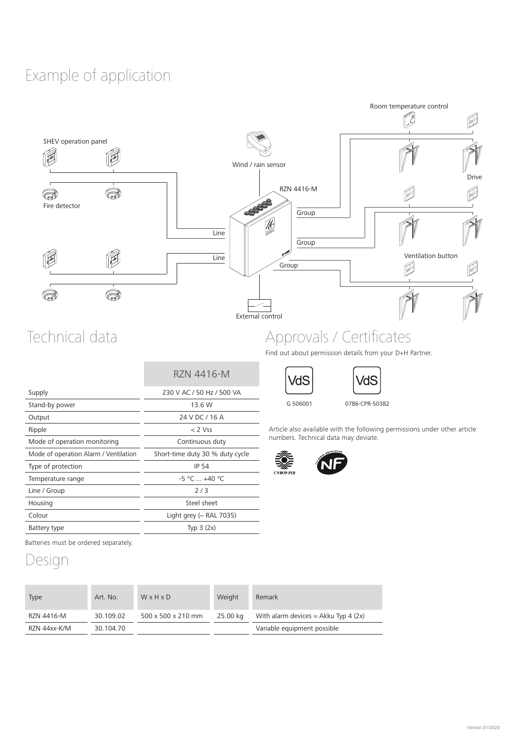# Example of application

Room temperature control

SHEV operation panel

Wind / rain sensor

Drive

RZN 4416-M

Fire detector

Group

Line

Group

Line

Ventilation button

Group

External control

# Technical data

| | RZN 4416-M |
|---|---|
| Supply | 230 V AC / 50 Hz / 500 VA |
| Stand-by power | 13.6 W |
| Output | 24 V DC / 16 A |
| Ripple | < 2 Vss |
| Mode of operation monitoring | Continuous duty |
| Mode of operation Alarm / Ventilation | Short-time duty 30 % duty cycle |
| Type of protection | IP 54 |
| Temperature range | -5 °C ... +40 °C |
| Line / Group | 2 / 3 |
| Housing | Steel sheet |
| Colour | Light grey (~ RAL 7035) |
| Battery type | Typ 3 (2x) |

Batteries must be ordered separately.

# Approvals / Certificates

Find out about permission details from your D+H Partner.

VdS G 506001

VdS 0786-CPR-50382

Article also available with the following permissions under other article numbers. Technical data may deviate.

CNBOP-PIB

NF

# Design

| Type | Art. No. | W x H x D | Weight | Remark |
|---|---|---|---|---|
| RZN 4416-M | 30.109.02 | 500 x 500 x 210 mm | 25.00 kg | With alarm devices = Akku Typ 4 (2x) |
| RZN 44xx-K/M | 30.104.70 | | | Variable equipment possible |

Version 01/2020